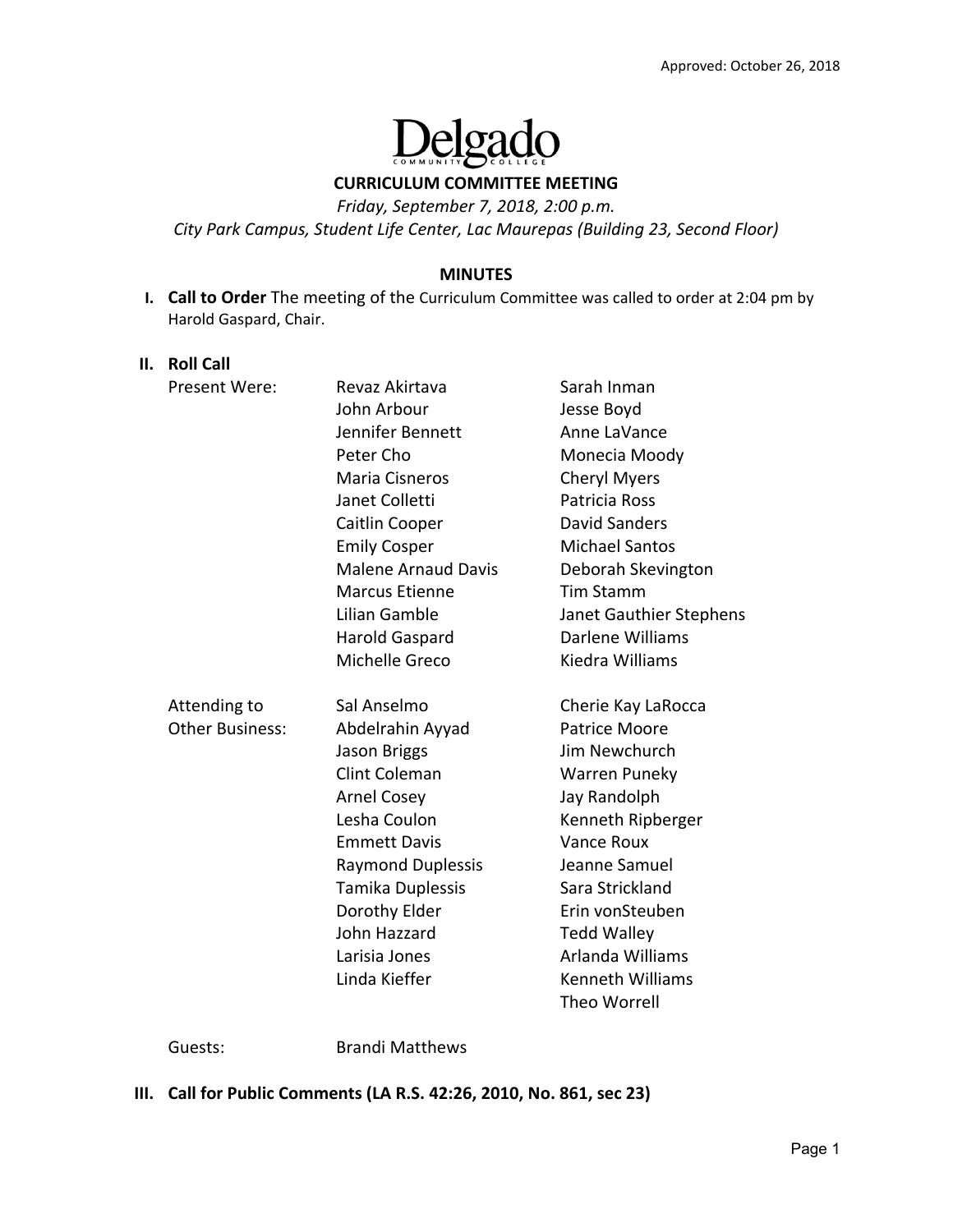Approved: October 26, 2018

# Delgado Community College

## CURRICULUM COMMITTEE MEETING

*Friday, September 7, 2018, 2:00 p.m.*
*City Park Campus, Student Life Center, Lac Maurepas (Building 23, Second Floor)*

## MINUTES

**I. Call to Order** The meeting of the Curriculum Committee was called to order at 2:04 pm by Harold Gaspard, Chair.

**II. Roll Call**

Present Were:

- Revaz Akirtava
- John Arbour
- Jennifer Bennett
- Peter Cho
- Maria Cisneros
- Janet Colletti
- Caitlin Cooper
- Emily Cosper
- Malene Arnaud Davis
- Marcus Etienne
- Lilian Gamble
- Harold Gaspard
- Michelle Greco
- Sarah Inman
- Jesse Boyd
- Anne LaVance
- Monecia Moody
- Cheryl Myers
- Patricia Ross
- David Sanders
- Michael Santos
- Deborah Skevington
- Tim Stamm
- Janet Gauthier Stephens
- Darlene Williams
- Kiedra Williams

Attending to Other Business:

- Sal Anselmo
- Abdelrahin Ayyad
- Jason Briggs
- Clint Coleman
- Arnel Cosey
- Lesha Coulon
- Emmett Davis
- Raymond Duplessis
- Tamika Duplessis
- Dorothy Elder
- John Hazzard
- Larisia Jones
- Linda Kieffer
- Cherie Kay LaRocca
- Patrice Moore
- Jim Newchurch
- Warren Puneky
- Jay Randolph
- Kenneth Ripberger
- Vance Roux
- Jeanne Samuel
- Sara Strickland
- Erin vonSteuben
- Tedd Walley
- Arlanda Williams
- Kenneth Williams
- Theo Worrell

Guests: Brandi Matthews

**III. Call for Public Comments (LA R.S. 42:26, 2010, No. 861, sec 23)**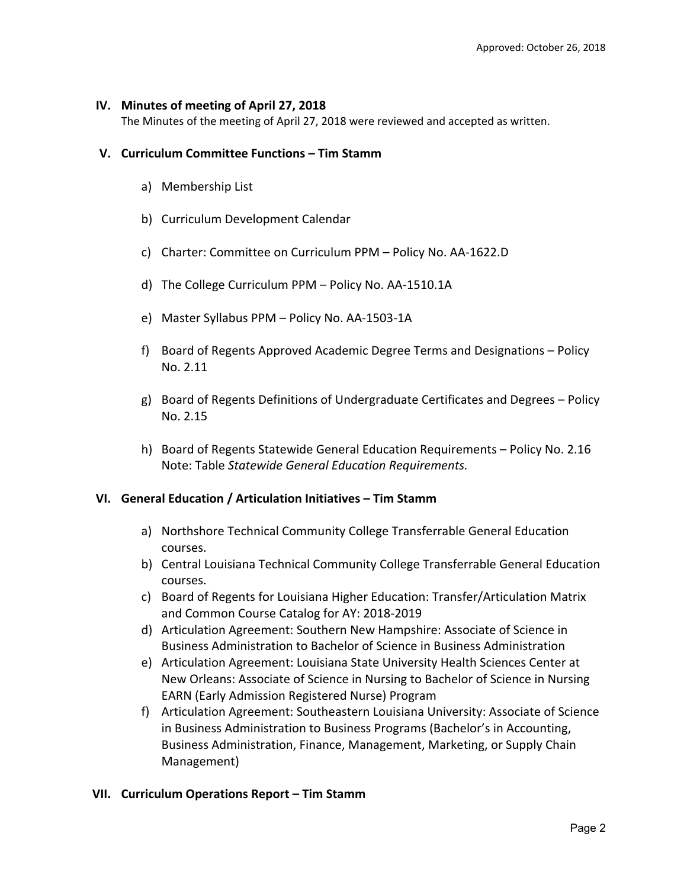Approved: October 26, 2018

## IV. Minutes of meeting of April 27, 2018

The Minutes of the meeting of April 27, 2018 were reviewed and accepted as written.

## V. Curriculum Committee Functions – Tim Stamm

a) Membership List

b) Curriculum Development Calendar

c) Charter: Committee on Curriculum PPM – Policy No. AA-1622.D

d) The College Curriculum PPM – Policy No. AA-1510.1A

e) Master Syllabus PPM – Policy No. AA-1503-1A

f) Board of Regents Approved Academic Degree Terms and Designations – Policy No. 2.11

g) Board of Regents Definitions of Undergraduate Certificates and Degrees – Policy No. 2.15

h) Board of Regents Statewide General Education Requirements – Policy No. 2.16 Note: Table *Statewide General Education Requirements.*

## VI. General Education / Articulation Initiatives – Tim Stamm

a) Northshore Technical Community College Transferrable General Education courses.
b) Central Louisiana Technical Community College Transferrable General Education courses.
c) Board of Regents for Louisiana Higher Education: Transfer/Articulation Matrix and Common Course Catalog for AY: 2018-2019
d) Articulation Agreement: Southern New Hampshire: Associate of Science in Business Administration to Bachelor of Science in Business Administration
e) Articulation Agreement: Louisiana State University Health Sciences Center at New Orleans: Associate of Science in Nursing to Bachelor of Science in Nursing EARN (Early Admission Registered Nurse) Program
f) Articulation Agreement: Southeastern Louisiana University: Associate of Science in Business Administration to Business Programs (Bachelor's in Accounting, Business Administration, Finance, Management, Marketing, or Supply Chain Management)

## VII. Curriculum Operations Report – Tim Stamm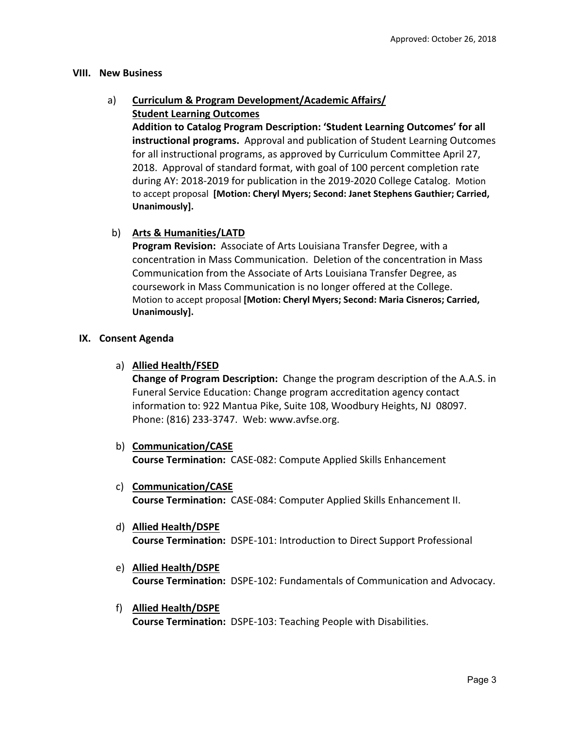## VIII. New Business

a) **Curriculum & Program Development/Academic Affairs/ Student Learning Outcomes**

**Addition to Catalog Program Description: 'Student Learning Outcomes' for all instructional programs.** Approval and publication of Student Learning Outcomes for all instructional programs, as approved by Curriculum Committee April 27, 2018. Approval of standard format, with goal of 100 percent completion rate during AY: 2018-2019 for publication in the 2019-2020 College Catalog. Motion to accept proposal **[Motion: Cheryl Myers; Second: Janet Stephens Gauthier; Carried, Unanimously].**

b) **Arts & Humanities/LATD**

**Program Revision:** Associate of Arts Louisiana Transfer Degree, with a concentration in Mass Communication. Deletion of the concentration in Mass Communication from the Associate of Arts Louisiana Transfer Degree, as coursework in Mass Communication is no longer offered at the College. Motion to accept proposal **[Motion: Cheryl Myers; Second: Maria Cisneros; Carried, Unanimously].**

## IX. Consent Agenda

a) **Allied Health/FSED**

**Change of Program Description:** Change the program description of the A.A.S. in Funeral Service Education: Change program accreditation agency contact information to: 922 Mantua Pike, Suite 108, Woodbury Heights, NJ 08097. Phone: (816) 233-3747. Web: www.avfse.org.

b) **Communication/CASE**

**Course Termination:** CASE-082: Compute Applied Skills Enhancement

c) **Communication/CASE**

**Course Termination:** CASE-084: Computer Applied Skills Enhancement II.

d) **Allied Health/DSPE**

**Course Termination:** DSPE-101: Introduction to Direct Support Professional

e) **Allied Health/DSPE**

**Course Termination:** DSPE-102: Fundamentals of Communication and Advocacy.

f) **Allied Health/DSPE**

**Course Termination:** DSPE-103: Teaching People with Disabilities.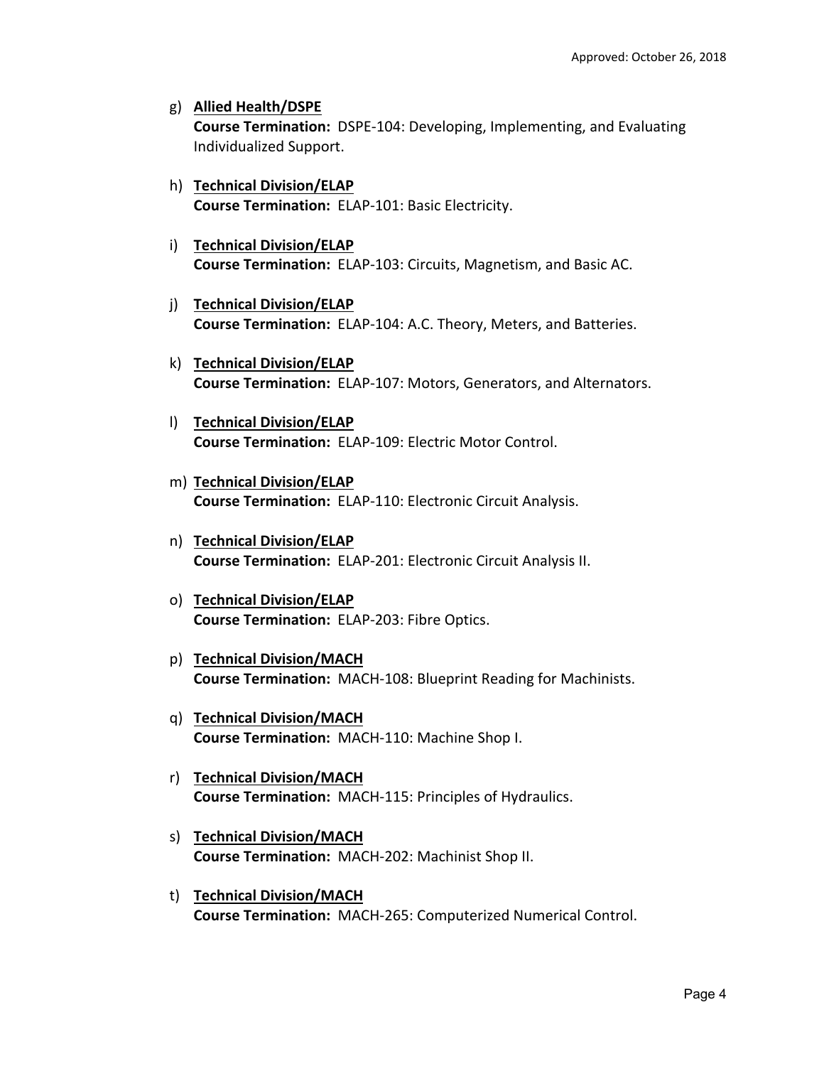g) **<u>Allied Health/DSPE</u>**
   **Course Termination:** DSPE-104: Developing, Implementing, and Evaluating Individualized Support.

h) **<u>Technical Division/ELAP</u>**
   **Course Termination:** ELAP-101: Basic Electricity.

i) **<u>Technical Division/ELAP</u>**
   **Course Termination:** ELAP-103: Circuits, Magnetism, and Basic AC.

j) **<u>Technical Division/ELAP</u>**
   **Course Termination:** ELAP-104: A.C. Theory, Meters, and Batteries.

k) **<u>Technical Division/ELAP</u>**
   **Course Termination:** ELAP-107: Motors, Generators, and Alternators.

l) **<u>Technical Division/ELAP</u>**
   **Course Termination:** ELAP-109: Electric Motor Control.

m) **<u>Technical Division/ELAP</u>**
   **Course Termination:** ELAP-110: Electronic Circuit Analysis.

n) **<u>Technical Division/ELAP</u>**
   **Course Termination:** ELAP-201: Electronic Circuit Analysis II.

o) **<u>Technical Division/ELAP</u>**
   **Course Termination:** ELAP-203: Fibre Optics.

p) **<u>Technical Division/MACH</u>**
   **Course Termination:** MACH-108: Blueprint Reading for Machinists.

q) **<u>Technical Division/MACH</u>**
   **Course Termination:** MACH-110: Machine Shop I.

r) **<u>Technical Division/MACH</u>**
   **Course Termination:** MACH-115: Principles of Hydraulics.

s) **<u>Technical Division/MACH</u>**
   **Course Termination:** MACH-202: Machinist Shop II.

t) **<u>Technical Division/MACH</u>**
   **Course Termination:** MACH-265: Computerized Numerical Control.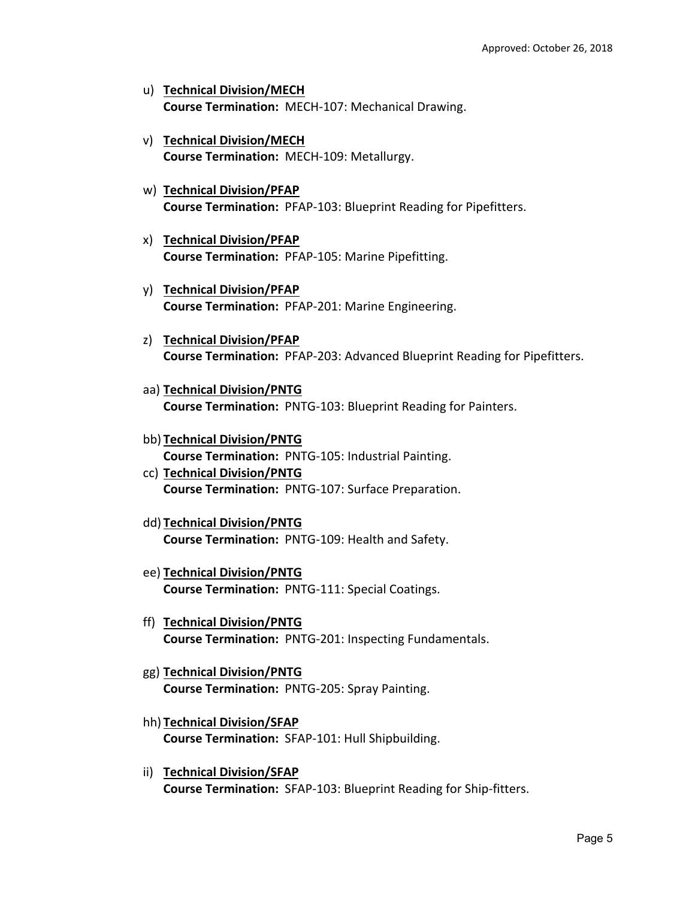u) **<u>Technical Division/MECH</u>**
   **Course Termination:** MECH-107: Mechanical Drawing.

v) **<u>Technical Division/MECH</u>**
   **Course Termination:** MECH-109: Metallurgy.

w) **<u>Technical Division/PFAP</u>**
   **Course Termination:** PFAP-103: Blueprint Reading for Pipefitters.

x) **<u>Technical Division/PFAP</u>**
   **Course Termination:** PFAP-105: Marine Pipefitting.

y) **<u>Technical Division/PFAP</u>**
   **Course Termination:** PFAP-201: Marine Engineering.

z) **<u>Technical Division/PFAP</u>**
   **Course Termination:** PFAP-203: Advanced Blueprint Reading for Pipefitters.

aa) **<u>Technical Division/PNTG</u>**
   **Course Termination:** PNTG-103: Blueprint Reading for Painters.

bb) **<u>Technical Division/PNTG</u>**
   **Course Termination:** PNTG-105: Industrial Painting.

cc) **<u>Technical Division/PNTG</u>**
   **Course Termination:** PNTG-107: Surface Preparation.

dd) **<u>Technical Division/PNTG</u>**
   **Course Termination:** PNTG-109: Health and Safety.

ee) **<u>Technical Division/PNTG</u>**
   **Course Termination:** PNTG-111: Special Coatings.

ff) **<u>Technical Division/PNTG</u>**
   **Course Termination:** PNTG-201: Inspecting Fundamentals.

gg) **<u>Technical Division/PNTG</u>**
   **Course Termination:** PNTG-205: Spray Painting.

hh) **<u>Technical Division/SFAP</u>**
   **Course Termination:** SFAP-101: Hull Shipbuilding.

ii) **<u>Technical Division/SFAP</u>**
   **Course Termination:** SFAP-103: Blueprint Reading for Ship-fitters.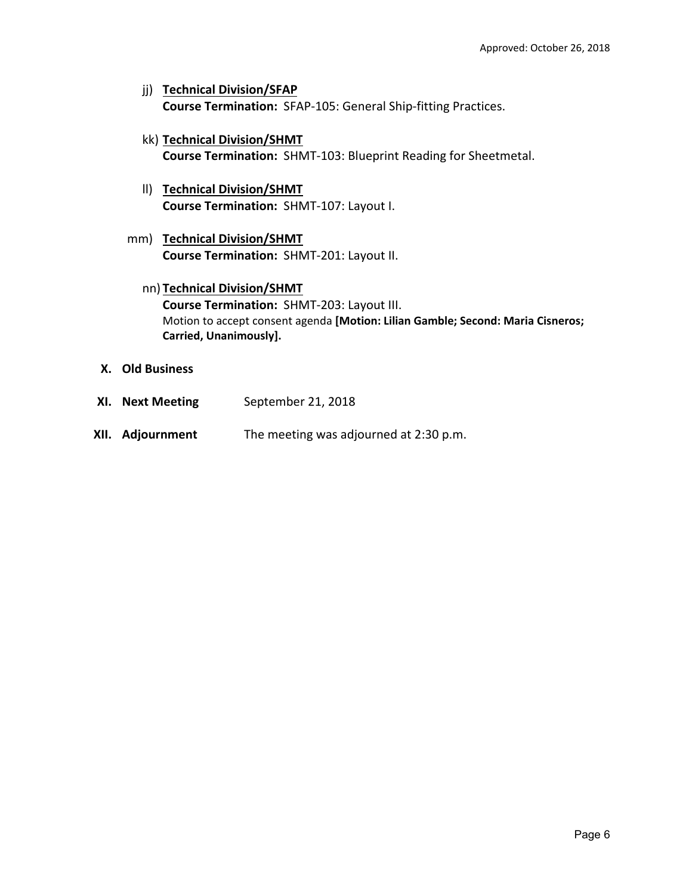Approved: October 26, 2018

jj) **Technical Division/SFAP**
**Course Termination:** SFAP-105: General Ship-fitting Practices.

kk) **Technical Division/SHMT**
**Course Termination:** SHMT-103: Blueprint Reading for Sheetmetal.

ll) **Technical Division/SHMT**
**Course Termination:** SHMT-107: Layout I.

mm) **Technical Division/SHMT**
**Course Termination:** SHMT-201: Layout II.

nn) **Technical Division/SHMT**
**Course Termination:** SHMT-203: Layout III.
Motion to accept consent agenda **[Motion: Lilian Gamble; Second: Maria Cisneros; Carried, Unanimously].**

**X. Old Business**

**XI. Next Meeting** September 21, 2018

**XII. Adjournment** The meeting was adjourned at 2:30 p.m.